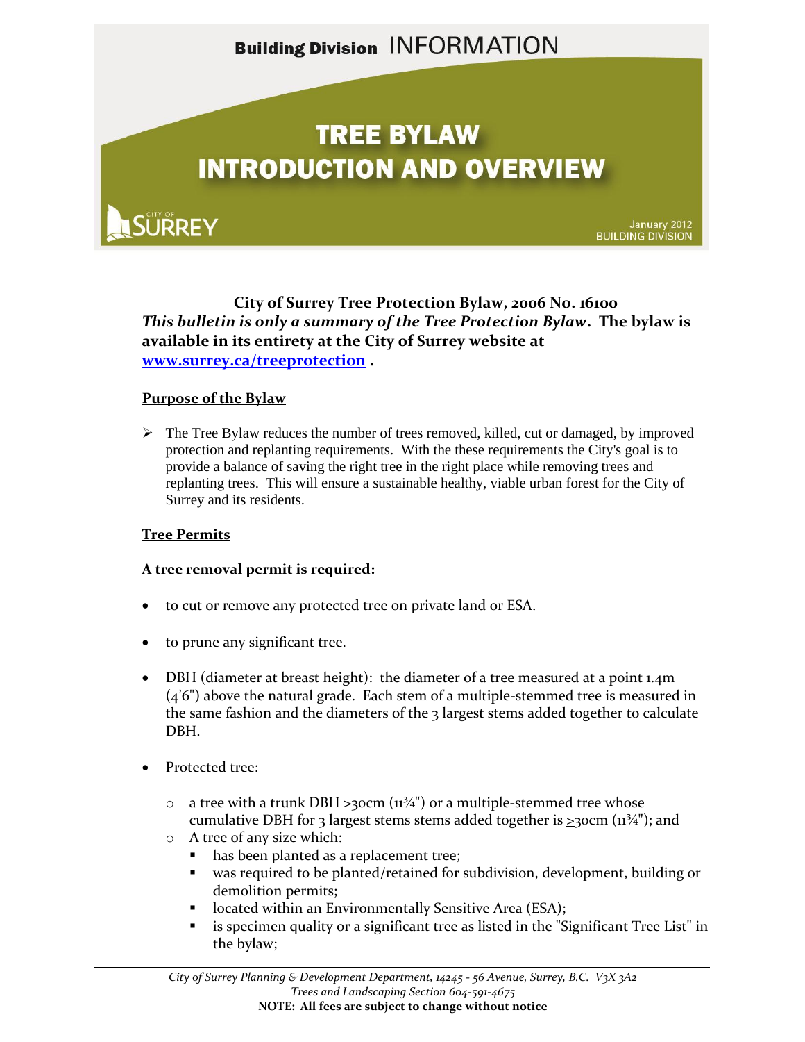Building Division INFORMATION

# TREE BYLAW INTRODUCTION AND OVERVIEW

CITY OF SURREY

January 2012
BUILDING DIVISION

**City of Surrey Tree Protection Bylaw, 2006 No. 16100**
***This bulletin is only a summary of the Tree Protection Bylaw*. The bylaw is available in its entirety at the City of Surrey website at [www.surrey.ca/treeprotection](http://www.surrey.ca/treeprotection) .**

## Purpose of the Bylaw

- The Tree Bylaw reduces the number of trees removed, killed, cut or damaged, by improved protection and replanting requirements. With the these requirements the City's goal is to provide a balance of saving the right tree in the right place while removing trees and replanting trees. This will ensure a sustainable healthy, viable urban forest for the City of Surrey and its residents.

## Tree Permits

### A tree removal permit is required:

- to cut or remove any protected tree on private land or ESA.
- to prune any significant tree.
- DBH (diameter at breast height): the diameter of a tree measured at a point 1.4m (4'6") above the natural grade. Each stem of a multiple-stemmed tree is measured in the same fashion and the diameters of the 3 largest stems added together to calculate DBH.
- Protected tree:
  - a tree with a trunk DBH ≥30cm (11¾") or a multiple-stemmed tree whose cumulative DBH for 3 largest stems stems added together is ≥30cm (11¾"); and
  - A tree of any size which:
    - has been planted as a replacement tree;
    - was required to be planted/retained for subdivision, development, building or demolition permits;
    - located within an Environmentally Sensitive Area (ESA);
    - is specimen quality or a significant tree as listed in the "Significant Tree List" in the bylaw;

*City of Surrey Planning & Development Department, 14245 - 56 Avenue, Surrey, B.C. V3X 3A2*
*Trees and Landscaping Section 604-591-4675*
**NOTE: All fees are subject to change without notice**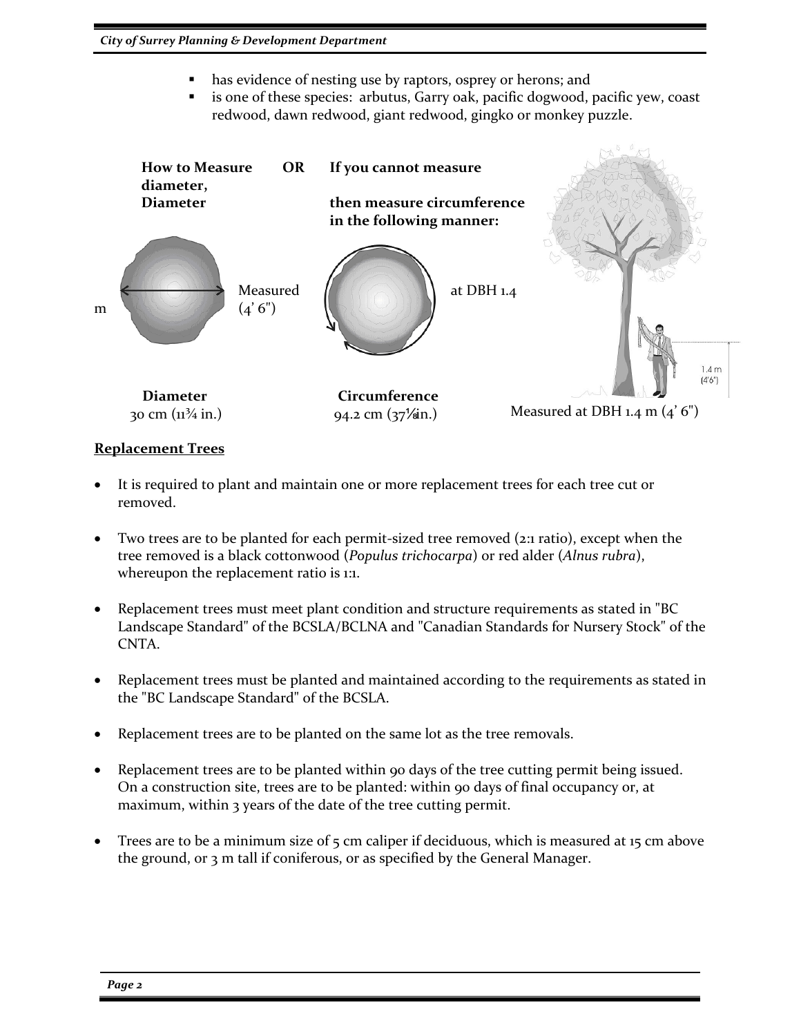- has evidence of nesting use by raptors, osprey or herons; and
- is one of these species: arbutus, Garry oak, pacific dogwood, pacific yew, coast redwood, dawn redwood, giant redwood, gingko or monkey puzzle.

**How to Measure Diameter** **OR** **If you cannot measure diameter, then measure circumference in the following manner:**

Measured at DBH 1.4 m (4' 6")

**Diameter**
30 cm (11¾ in.)

**Circumference**
94.2 cm (37⅛ in.)

Measured at DBH 1.4 m (4' 6")

## Replacement Trees

- It is required to plant and maintain one or more replacement trees for each tree cut or removed.
- Two trees are to be planted for each permit-sized tree removed (2:1 ratio), except when the tree removed is a black cottonwood (*Populus trichocarpa*) or red alder (*Alnus rubra*), whereupon the replacement ratio is 1:1.
- Replacement trees must meet plant condition and structure requirements as stated in "BC Landscape Standard" of the BCSLA/BCLNA and "Canadian Standards for Nursery Stock" of the CNTA.
- Replacement trees must be planted and maintained according to the requirements as stated in the "BC Landscape Standard" of the BCSLA.
- Replacement trees are to be planted on the same lot as the tree removals.
- Replacement trees are to be planted within 90 days of the tree cutting permit being issued. On a construction site, trees are to be planted: within 90 days of final occupancy or, at maximum, within 3 years of the date of the tree cutting permit.
- Trees are to be a minimum size of 5 cm caliper if deciduous, which is measured at 15 cm above the ground, or 3 m tall if coniferous, or as specified by the General Manager.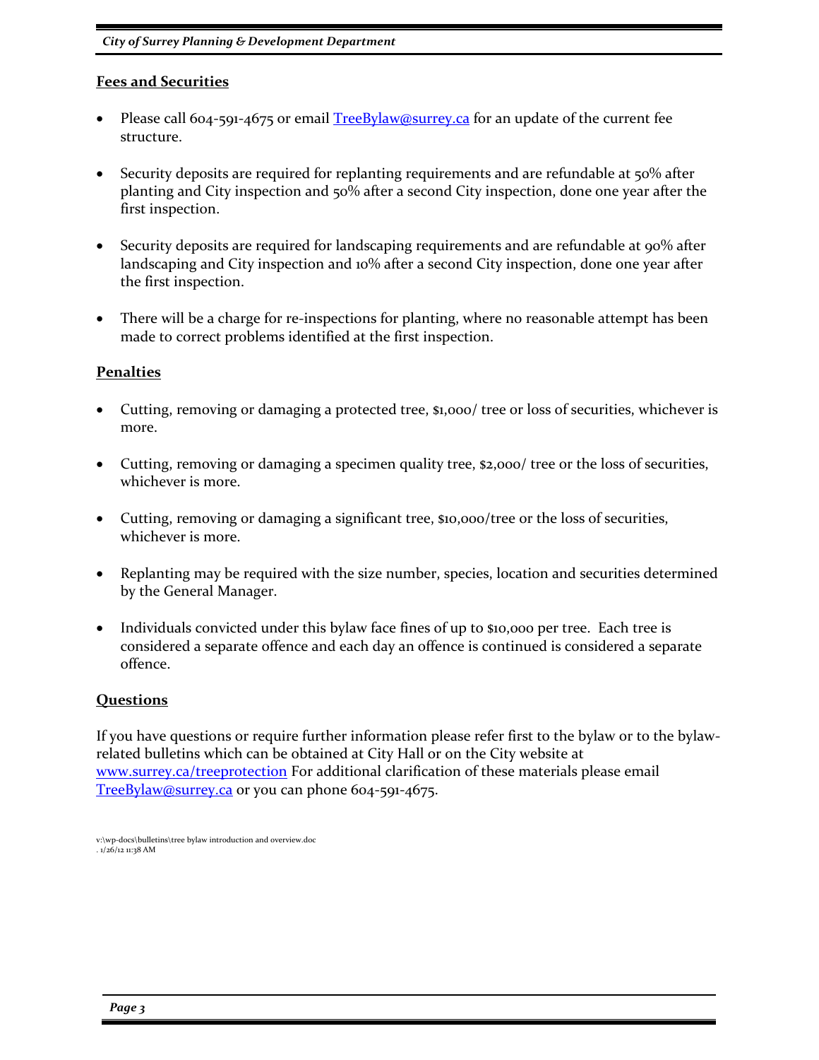## Fees and Securities

- Please call 604-591-4675 or email TreeBylaw@surrey.ca for an update of the current fee structure.
- Security deposits are required for replanting requirements and are refundable at 50% after planting and City inspection and 50% after a second City inspection, done one year after the first inspection.
- Security deposits are required for landscaping requirements and are refundable at 90% after landscaping and City inspection and 10% after a second City inspection, done one year after the first inspection.
- There will be a charge for re-inspections for planting, where no reasonable attempt has been made to correct problems identified at the first inspection.

## Penalties

- Cutting, removing or damaging a protected tree, $1,000/ tree or loss of securities, whichever is more.
- Cutting, removing or damaging a specimen quality tree, $2,000/ tree or the loss of securities, whichever is more.
- Cutting, removing or damaging a significant tree, $10,000/tree or the loss of securities, whichever is more.
- Replanting may be required with the size number, species, location and securities determined by the General Manager.
- Individuals convicted under this bylaw face fines of up to $10,000 per tree. Each tree is considered a separate offence and each day an offence is continued is considered a separate offence.

## Questions

If you have questions or require further information please refer first to the bylaw or to the bylaw-related bulletins which can be obtained at City Hall or on the City website at www.surrey.ca/treeprotection For additional clarification of these materials please email TreeBylaw@surrey.ca or you can phone 604-591-4675.

v:\wp-docs\bulletins\tree bylaw introduction and overview.doc
. 1/26/12 11:38 AM